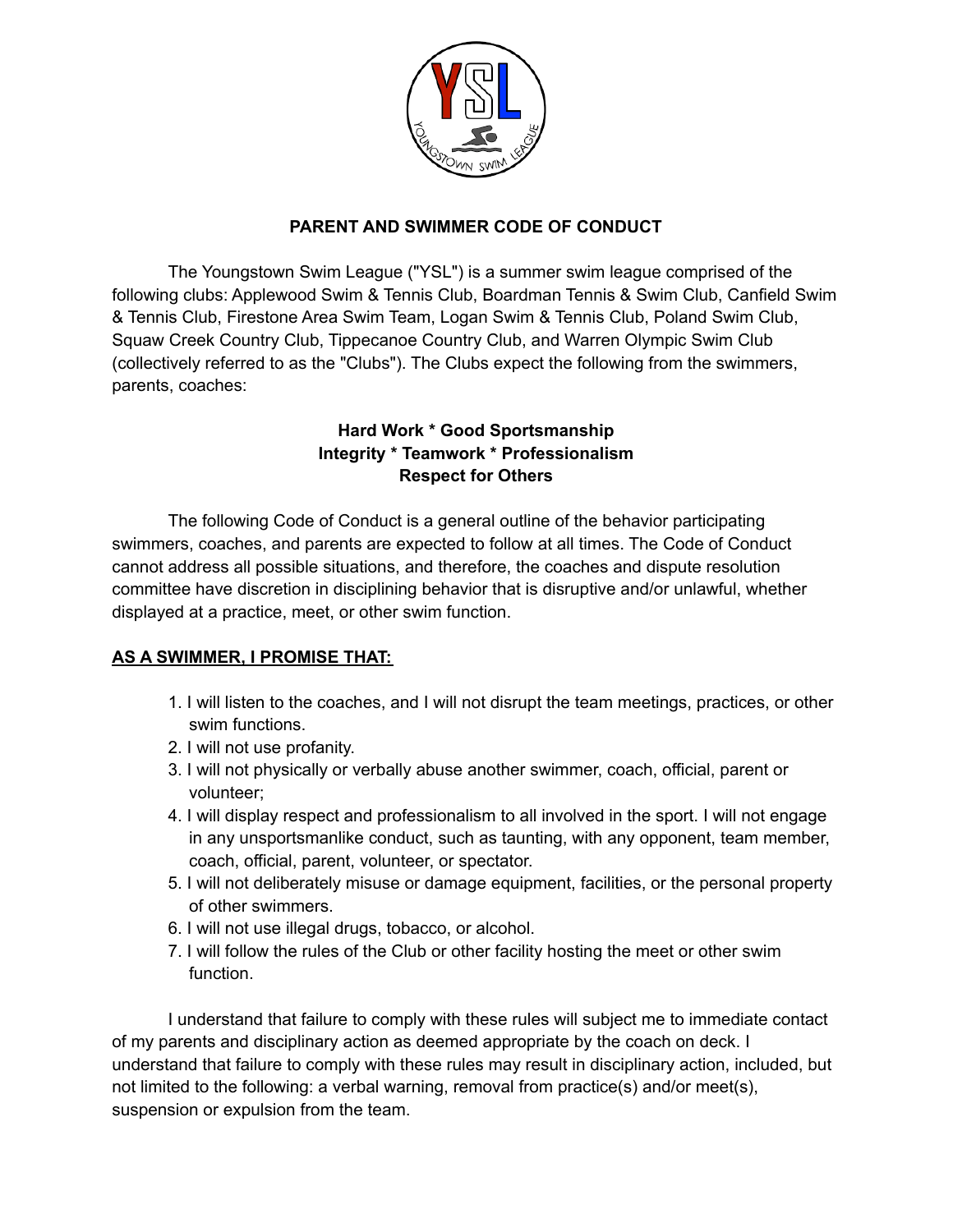# PARENT AND SWIMMER CODE OF CONDUCT

The Youngstown Swim League ("YSL") is a summer swim league comprised of the following clubs: Applewood Swim & Tennis Club, Boardman Tennis & Swim Club, Canfield Swim & Tennis Club, Firestone Area Swim Team, Logan Swim & Tennis Club, Poland Swim Club, Squaw Creek Country Club, Tippecanoe Country Club, and Warren Olympic Swim Club (collectively referred to as the "Clubs"). The Clubs expect the following from the swimmers, parents, coaches:

**Hard Work * Good Sportsmanship**
**Integrity * Teamwork * Professionalism**
**Respect for Others**

The following Code of Conduct is a general outline of the behavior participating swimmers, coaches, and parents are expected to follow at all times. The Code of Conduct cannot address all possible situations, and therefore, the coaches and dispute resolution committee have discretion in disciplining behavior that is disruptive and/or unlawful, whether displayed at a practice, meet, or other swim function.

## AS A SWIMMER, I PROMISE THAT:

1. I will listen to the coaches, and I will not disrupt the team meetings, practices, or other swim functions.
2. I will not use profanity.
3. I will not physically or verbally abuse another swimmer, coach, official, parent or volunteer;
4. I will display respect and professionalism to all involved in the sport. I will not engage in any unsportsmanlike conduct, such as taunting, with any opponent, team member, coach, official, parent, volunteer, or spectator.
5. I will not deliberately misuse or damage equipment, facilities, or the personal property of other swimmers.
6. I will not use illegal drugs, tobacco, or alcohol.
7. I will follow the rules of the Club or other facility hosting the meet or other swim function.

I understand that failure to comply with these rules will subject me to immediate contact of my parents and disciplinary action as deemed appropriate by the coach on deck. I understand that failure to comply with these rules may result in disciplinary action, included, but not limited to the following: a verbal warning, removal from practice(s) and/or meet(s), suspension or expulsion from the team.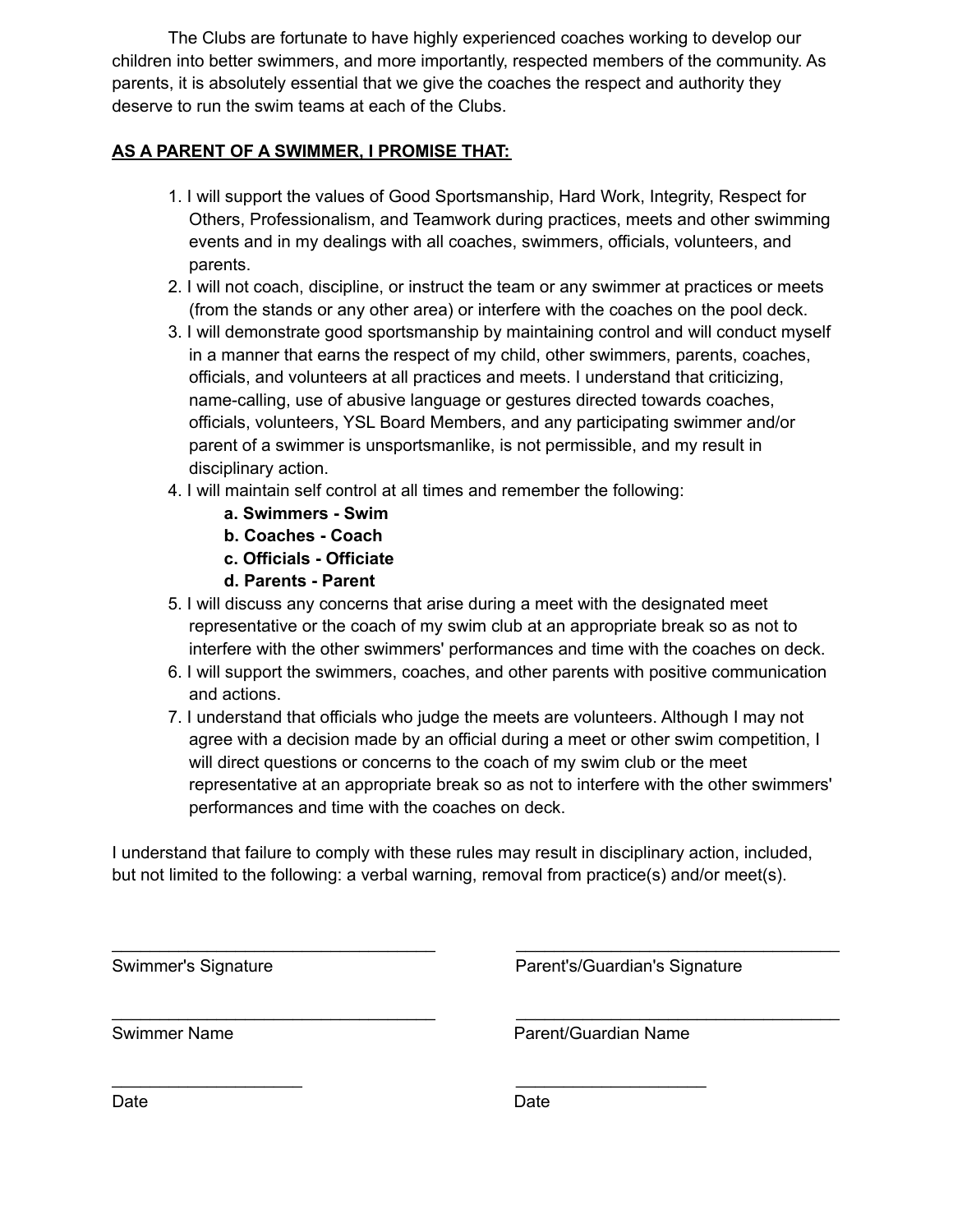The Clubs are fortunate to have highly experienced coaches working to develop our children into better swimmers, and more importantly, respected members of the community. As parents, it is absolutely essential that we give the coaches the respect and authority they deserve to run the swim teams at each of the Clubs.

**AS A PARENT OF A SWIMMER, I PROMISE THAT:**

1. I will support the values of Good Sportsmanship, Hard Work, Integrity, Respect for Others, Professionalism, and Teamwork during practices, meets and other swimming events and in my dealings with all coaches, swimmers, officials, volunteers, and parents.
2. I will not coach, discipline, or instruct the team or any swimmer at practices or meets (from the stands or any other area) or interfere with the coaches on the pool deck.
3. I will demonstrate good sportsmanship by maintaining control and will conduct myself in a manner that earns the respect of my child, other swimmers, parents, coaches, officials, and volunteers at all practices and meets. I understand that criticizing, name-calling, use of abusive language or gestures directed towards coaches, officials, volunteers, YSL Board Members, and any participating swimmer and/or parent of a swimmer is unsportsmanlike, is not permissible, and my result in disciplinary action.
4. I will maintain self control at all times and remember the following:
   - **a. Swimmers - Swim**
   - **b. Coaches - Coach**
   - **c. Officials - Officiate**
   - **d. Parents - Parent**
5. I will discuss any concerns that arise during a meet with the designated meet representative or the coach of my swim club at an appropriate break so as not to interfere with the other swimmers' performances and time with the coaches on deck.
6. I will support the swimmers, coaches, and other parents with positive communication and actions.
7. I understand that officials who judge the meets are volunteers. Although I may not agree with a decision made by an official during a meet or other swim competition, I will direct questions or concerns to the coach of my swim club or the meet representative at an appropriate break so as not to interfere with the other swimmers' performances and time with the coaches on deck.

I understand that failure to comply with these rules may result in disciplinary action, included, but not limited to the following: a verbal warning, removal from practice(s) and/or meet(s).

_________________________________ Swimmer's Signature

_________________________________ Parent's/Guardian's Signature

_________________________________ Swimmer Name

_________________________________ Parent/Guardian Name

____________________ Date

____________________ Date